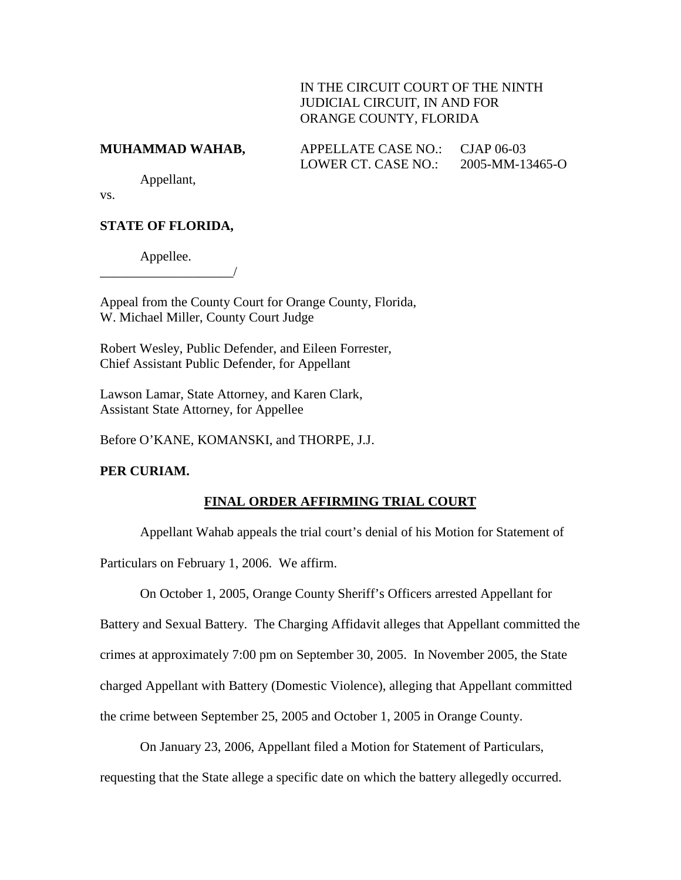IN THE CIRCUIT COURT OF THE NINTH JUDICIAL CIRCUIT, IN AND FOR ORANGE COUNTY, FLORIDA

**MUHAMMAD WAHAB,**

Appellant,

vs.

APPELLATE CASE NO.: CJAP 06-03
LOWER CT. CASE NO.: 2005-MM-13465-O

**STATE OF FLORIDA,**

Appellee.
____________________/

Appeal from the County Court for Orange County, Florida,
W. Michael Miller, County Court Judge

Robert Wesley, Public Defender, and Eileen Forrester,
Chief Assistant Public Defender, for Appellant

Lawson Lamar, State Attorney, and Karen Clark,
Assistant State Attorney, for Appellee

Before O'KANE, KOMANSKI, and THORPE, J.J.

**PER CURIAM.**

## FINAL ORDER AFFIRMING TRIAL COURT

Appellant Wahab appeals the trial court's denial of his Motion for Statement of Particulars on February 1, 2006. We affirm.

On October 1, 2005, Orange County Sheriff's Officers arrested Appellant for Battery and Sexual Battery. The Charging Affidavit alleges that Appellant committed the crimes at approximately 7:00 pm on September 30, 2005. In November 2005, the State charged Appellant with Battery (Domestic Violence), alleging that Appellant committed the crime between September 25, 2005 and October 1, 2005 in Orange County.

On January 23, 2006, Appellant filed a Motion for Statement of Particulars, requesting that the State allege a specific date on which the battery allegedly occurred.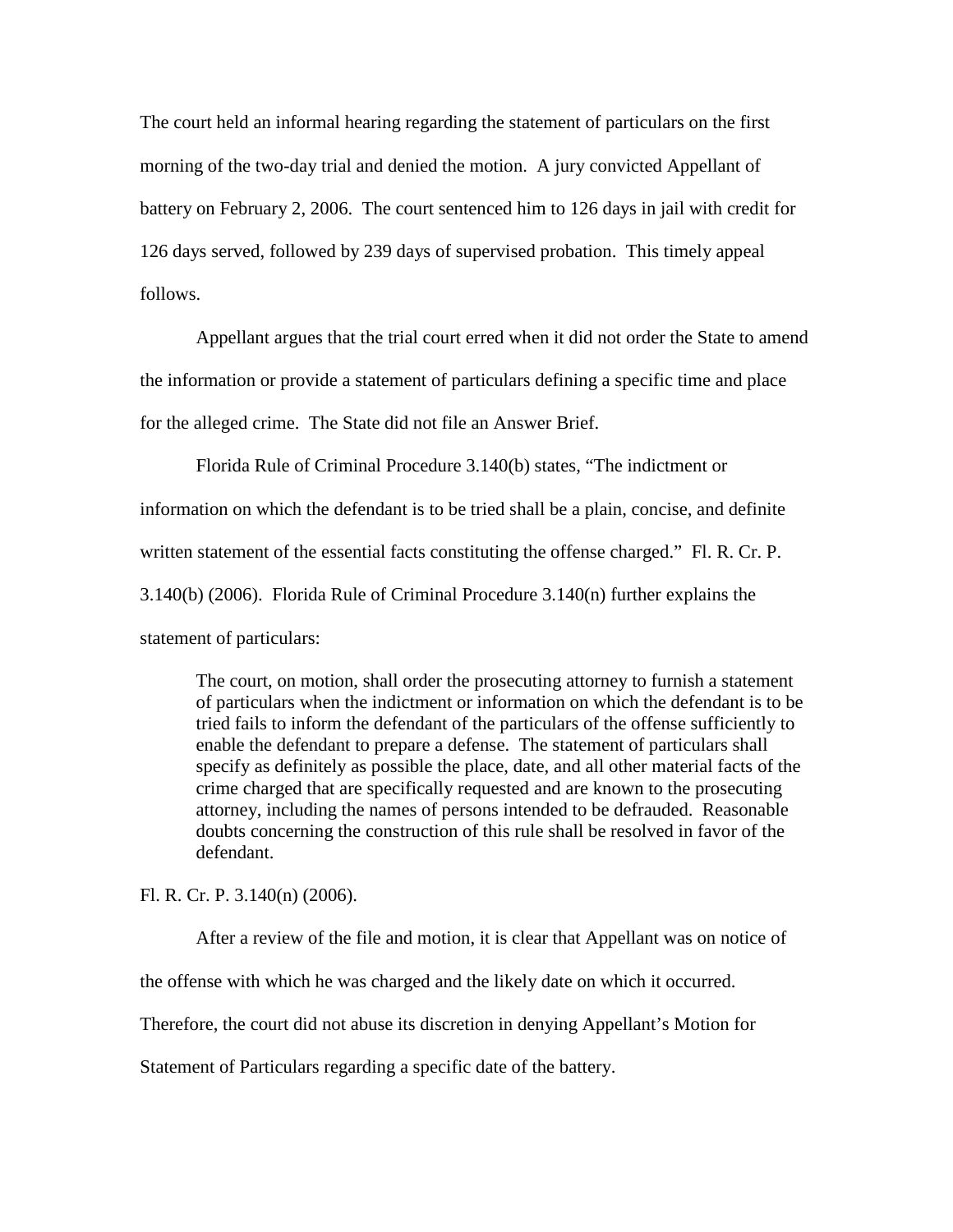The court held an informal hearing regarding the statement of particulars on the first morning of the two-day trial and denied the motion. A jury convicted Appellant of battery on February 2, 2006. The court sentenced him to 126 days in jail with credit for 126 days served, followed by 239 days of supervised probation. This timely appeal follows.

Appellant argues that the trial court erred when it did not order the State to amend the information or provide a statement of particulars defining a specific time and place for the alleged crime. The State did not file an Answer Brief.

Florida Rule of Criminal Procedure 3.140(b) states, "The indictment or information on which the defendant is to be tried shall be a plain, concise, and definite written statement of the essential facts constituting the offense charged." Fl. R. Cr. P. 3.140(b) (2006). Florida Rule of Criminal Procedure 3.140(n) further explains the statement of particulars:

> The court, on motion, shall order the prosecuting attorney to furnish a statement of particulars when the indictment or information on which the defendant is to be tried fails to inform the defendant of the particulars of the offense sufficiently to enable the defendant to prepare a defense. The statement of particulars shall specify as definitely as possible the place, date, and all other material facts of the crime charged that are specifically requested and are known to the prosecuting attorney, including the names of persons intended to be defrauded. Reasonable doubts concerning the construction of this rule shall be resolved in favor of the defendant.

Fl. R. Cr. P. 3.140(n) (2006).

After a review of the file and motion, it is clear that Appellant was on notice of the offense with which he was charged and the likely date on which it occurred. Therefore, the court did not abuse its discretion in denying Appellant's Motion for Statement of Particulars regarding a specific date of the battery.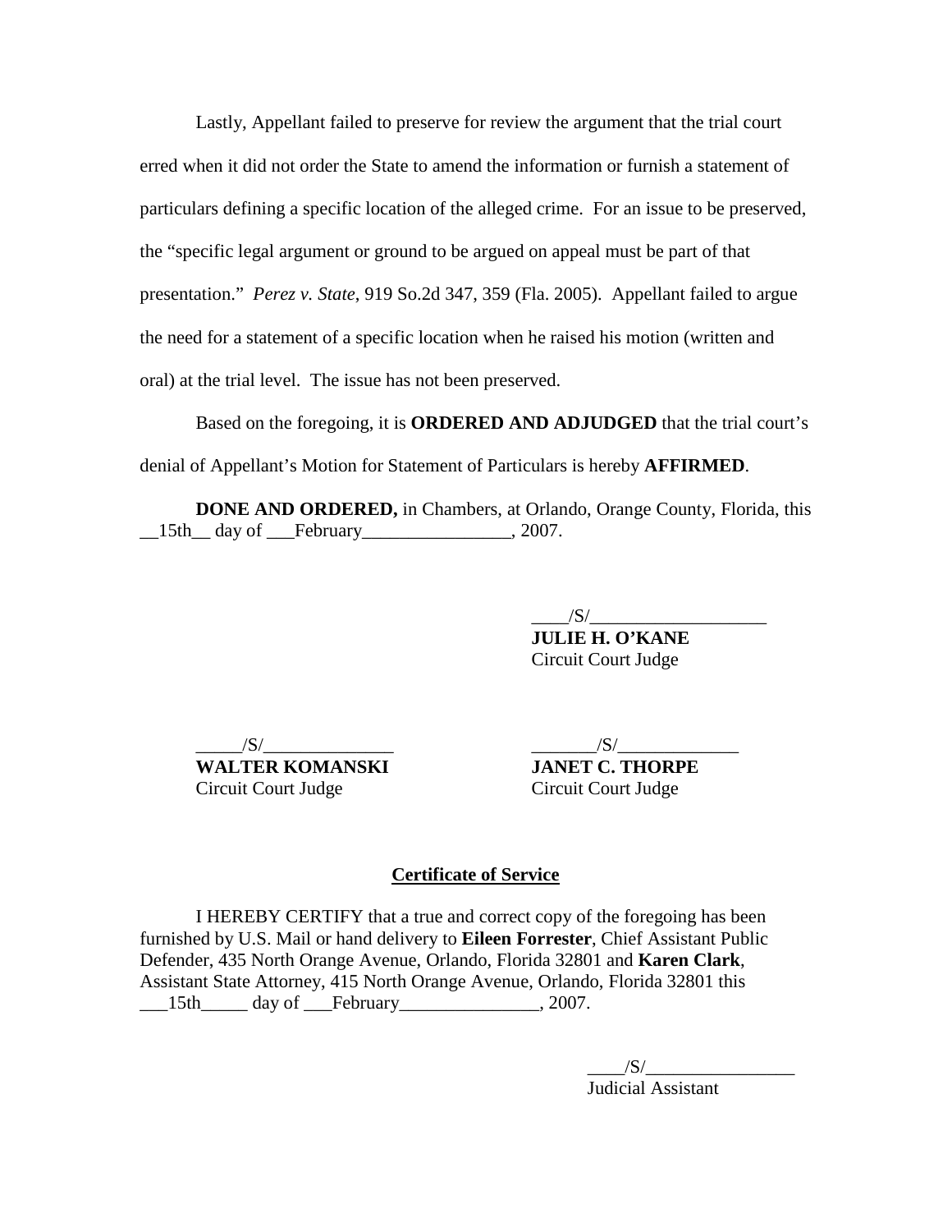Lastly, Appellant failed to preserve for review the argument that the trial court erred when it did not order the State to amend the information or furnish a statement of particulars defining a specific location of the alleged crime. For an issue to be preserved, the "specific legal argument or ground to be argued on appeal must be part of that presentation." *Perez v. State*, 919 So.2d 347, 359 (Fla. 2005). Appellant failed to argue the need for a statement of a specific location when he raised his motion (written and oral) at the trial level. The issue has not been preserved.

Based on the foregoing, it is **ORDERED AND ADJUDGED** that the trial court's denial of Appellant's Motion for Statement of Particulars is hereby **AFFIRMED**.

**DONE AND ORDERED,** in Chambers, at Orlando, Orange County, Florida, this __15th__ day of ___February________________, 2007.

____/S/___________________
**JULIE H. O'KANE**
Circuit Court Judge

_____/S/______________
**WALTER KOMANSKI**
Circuit Court Judge

_______/S/_____________
**JANET C. THORPE**
Circuit Court Judge

**Certificate of Service**

I HEREBY CERTIFY that a true and correct copy of the foregoing has been furnished by U.S. Mail or hand delivery to **Eileen Forrester**, Chief Assistant Public Defender, 435 North Orange Avenue, Orlando, Florida 32801 and **Karen Clark**, Assistant State Attorney, 415 North Orange Avenue, Orlando, Florida 32801 this ___15th_____ day of ___February_______________, 2007.

____/S/________________
Judicial Assistant